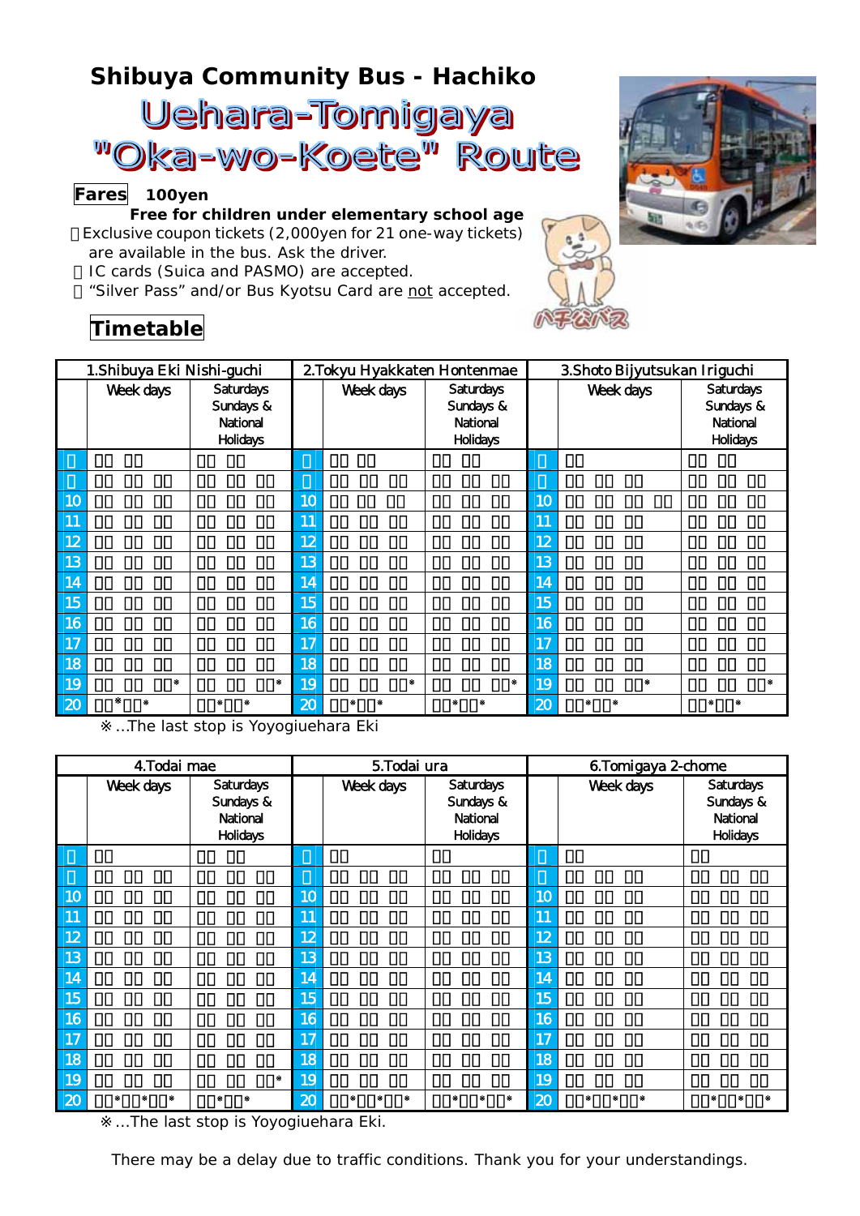# Shibuya Community Bus - Hachiko

# Uehara-Tomigaya "Oka-wo-Koete" Route

**Fares** 100yen

**Free for children under elementary school age**

□Exclusive coupon tickets (2,000yen for 21 one-way tickets) are available in the bus. Ask the driver.

□ IC cards (Suica and PASMO) are accepted.

□ "Silver Pass" and/or Bus Kyotsu Card are not accepted.

## Timetable

| 1.Shibuya Eki Nishi-guchi | | | 2.Tokyu Hyakkaten Hontenmae | | | 3.Shoto Bijyutsukan Iriguchi | | |
|---|---|---|---|---|---|---|---|---|
| | Week days | Saturdays Sundays & National Holidays | | Week days | Saturdays Sundays & National Holidays | | Week days | Saturdays Sundays & National Holidays |
| □ | □□ □□ | □□ □□ | □ | □□ □□ | □□ □□ | □ | □□ | □□ □□ |
| □ | □□ □□ □□ | □□ □□ □□ | □ | □□ □□ □□ | □□ □□ □□ | □ | □□ □□ □□ | □□ □□ □□ |
| 10 | □□ □□ □□ | □□ □□ □□ | 10 | □□ □□ □□ | □□ □□ □□ | 10 | □□ □□ □□ □□ | □□ □□ □□ |
| 11 | □□ □□ □□ | □□ □□ □□ | 11 | □□ □□ □□ | □□ □□ □□ | 11 | □□ □□ □□ | □□ □□ □□ |
| 12 | □□ □□ □□ | □□ □□ □□ | 12 | □□ □□ □□ | □□ □□ □□ | 12 | □□ □□ □□ | □□ □□ □□ |
| 13 | □□ □□ □□ | □□ □□ □□ | 13 | □□ □□ □□ | □□ □□ □□ | 13 | □□ □□ □□ | □□ □□ □□ |
| 14 | □□ □□ □□ | □□ □□ □□ | 14 | □□ □□ □□ | □□ □□ □□ | 14 | □□ □□ □□ | □□ □□ □□ |
| 15 | □□ □□ □□ | □□ □□ □□ | 15 | □□ □□ □□ | □□ □□ □□ | 15 | □□ □□ □□ | □□ □□ □□ |
| 16 | □□ □□ □□ | □□ □□ □□ | 16 | □□ □□ □□ | □□ □□ □□ | 16 | □□ □□ □□ | □□ □□ □□ |
| 17 | □□ □□ □□ | □□ □□ □□ | 17 | □□ □□ □□ | □□ □□ □□ | 17 | □□ □□ □□ | □□ □□ □□ |
| 18 | □□ □□ □□ | □□ □□ □□ | 18 | □□ □□ □□ | □□ □□ □□ | 18 | □□ □□ □□ | □□ □□ □□ |
| 19 | □□ □□ □□* | □□ □□ □□* | 19 | □□ □□ □□* | □□ □□ □□* | 19 | □□ □□ □□* | □□ □□ □□* |
| 20 | □□*□□* | □□*□□* | 20 | □□*□□* | □□*□□* | 20 | □□*□□* | □□*□□* |

※...The last stop is Yoyogiuehara Eki

| 4.Todai mae | | | 5.Todai ura | | | 6.Tomigaya 2-chome | | |
|---|---|---|---|---|---|---|---|---|
| | Week days | Saturdays Sundays & National Holidays | | Week days | Saturdays Sundays & National Holidays | | Week days | Saturdays Sundays & National Holidays |
| □ | □□ | □□ □□ | □ | □□ | □□ | □ | □□ | □□ |
| □ | □□ □□ □□ | □□ □□ □□ | □ | □□ □□ □□ | □□ □□ □□ | □ | □□ □□ □□ | □□ □□ □□ |
| 10 | □□ □□ □□ | □□ □□ □□ | 10 | □□ □□ □□ | □□ □□ □□ | 10 | □□ □□ □□ | □□ □□ □□ |
| 11 | □□ □□ □□ | □□ □□ □□ | 11 | □□ □□ □□ | □□ □□ □□ | 11 | □□ □□ □□ | □□ □□ □□ |
| 12 | □□ □□ □□ | □□ □□ □□ | 12 | □□ □□ □□ | □□ □□ □□ | 12 | □□ □□ □□ | □□ □□ □□ |
| 13 | □□ □□ □□ | □□ □□ □□ | 13 | □□ □□ □□ | □□ □□ □□ | 13 | □□ □□ □□ | □□ □□ □□ |
| 14 | □□ □□ □□ | □□ □□ □□ | 14 | □□ □□ □□ | □□ □□ □□ | 14 | □□ □□ □□ | □□ □□ □□ |
| 15 | □□ □□ □□ | □□ □□ □□ | 15 | □□ □□ □□ | □□ □□ □□ | 15 | □□ □□ □□ | □□ □□ □□ |
| 16 | □□ □□ □□ | □□ □□ □□ | 16 | □□ □□ □□ | □□ □□ □□ | 16 | □□ □□ □□ | □□ □□ □□ |
| 17 | □□ □□ □□ | □□ □□ □□ | 17 | □□ □□ □□ | □□ □□ □□ | 17 | □□ □□ □□ | □□ □□ □□ |
| 18 | □□ □□ □□ | □□ □□ □□ | 18 | □□ □□ □□ | □□ □□ □□ | 18 | □□ □□ □□ | □□ □□ □□ |
| 19 | □□ □□ □□ | □□ □□ □□* | 19 | □□ □□ □□ | □□ □□ □□ | 19 | □□ □□ □□ | □□ □□ □□ |
| 20 | □□*□□*□□* | □□*□□* | 20 | □□*□□*□□* | □□*□□*□□* | 20 | □□*□□*□□* | □□*□□*□□* |

※...The last stop is Yoyogiuehara Eki.

There may be a delay due to traffic conditions. Thank you for your understandings.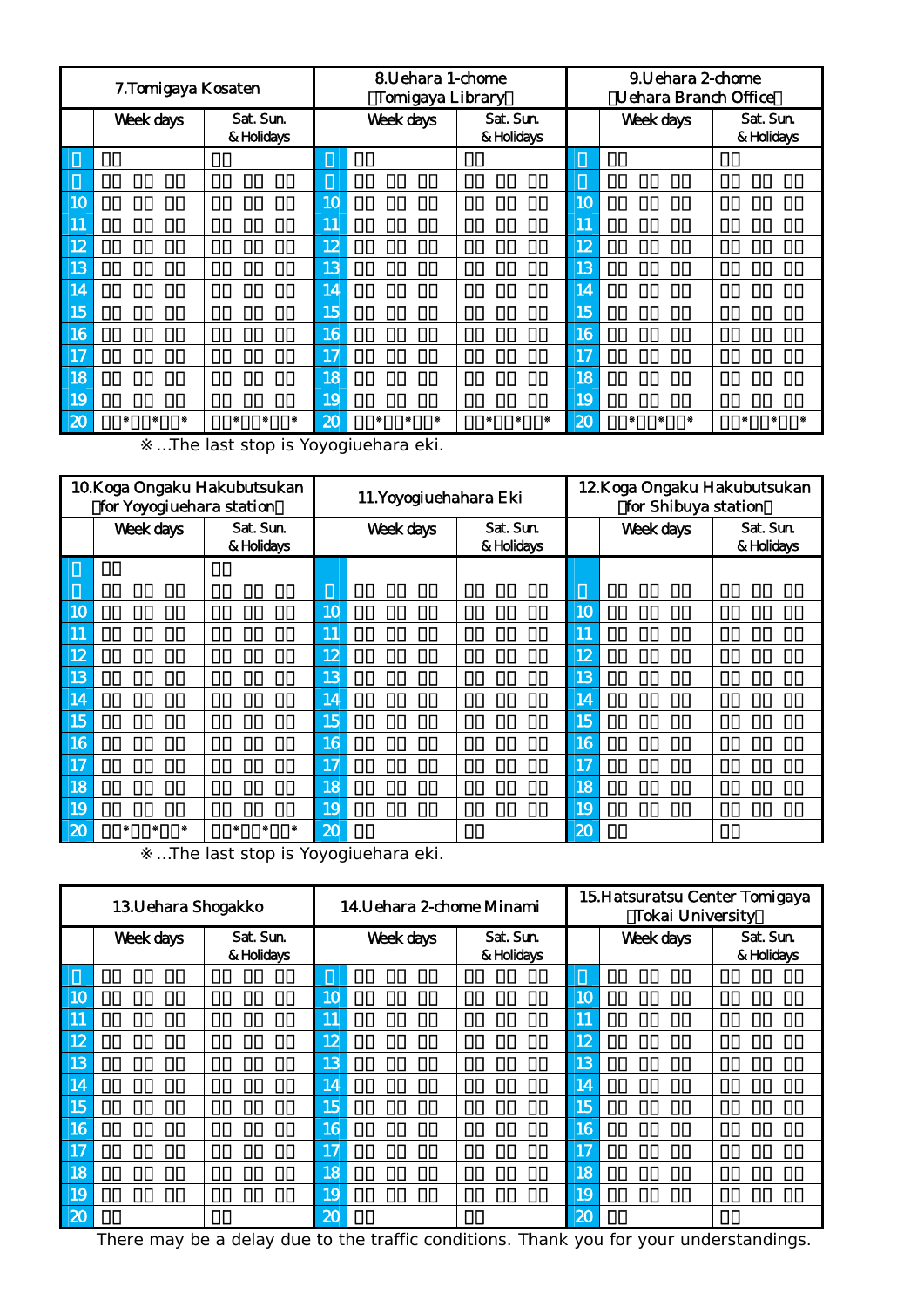| 7.Tomigaya Kosaten | | | 8.Uehara 1-chome（Tomigaya Library） | | | 9.Uehara 2-chome（Uehara Branch Office） | | |
|---|---|---|---|---|---|---|---|---|
| | Week days | Sat. Sun. & Holidays | | Week days | Sat. Sun. & Holidays | | Week days | Sat. Sun. & Holidays |
| □ | □□ | □□ | □ | □□ | □□ | □ | □□ | □□ |
| □ | □□ □□ □□ | □□ □□ □□ | □ | □□ □□ □□ | □□ □□ □□ | □ | □□ □□ □□ | □□ □□ □□ |
| 10 | □□ □□ □□ | □□ □□ □□ | 10 | □□ □□ □□ | □□ □□ □□ | 10 | □□ □□ □□ | □□ □□ □□ |
| 11 | □□ □□ □□ | □□ □□ □□ | 11 | □□ □□ □□ | □□ □□ □□ | 11 | □□ □□ □□ | □□ □□ □□ |
| 12 | □□ □□ □□ | □□ □□ □□ | 12 | □□ □□ □□ | □□ □□ □□ | 12 | □□ □□ □□ | □□ □□ □□ |
| 13 | □□ □□ □□ | □□ □□ □□ | 13 | □□ □□ □□ | □□ □□ □□ | 13 | □□ □□ □□ | □□ □□ □□ |
| 14 | □□ □□ □□ | □□ □□ □□ | 14 | □□ □□ □□ | □□ □□ □□ | 14 | □□ □□ □□ | □□ □□ □□ |
| 15 | □□ □□ □□ | □□ □□ □□ | 15 | □□ □□ □□ | □□ □□ □□ | 15 | □□ □□ □□ | □□ □□ □□ |
| 16 | □□ □□ □□ | □□ □□ □□ | 16 | □□ □□ □□ | □□ □□ □□ | 16 | □□ □□ □□ | □□ □□ □□ |
| 17 | □□ □□ □□ | □□ □□ □□ | 17 | □□ □□ □□ | □□ □□ □□ | 17 | □□ □□ □□ | □□ □□ □□ |
| 18 | □□ □□ □□ | □□ □□ □□ | 18 | □□ □□ □□ | □□ □□ □□ | 18 | □□ □□ □□ | □□ □□ □□ |
| 19 | □□ □□ □□ | □□ □□ □□ | 19 | □□ □□ □□ | □□ □□ □□ | 19 | □□ □□ □□ | □□ □□ □□ |
| 20 | □□*□□*□□* | □□*□□*□□* | 20 | □□*□□*□□* | □□*□□*□□* | 20 | □□*□□*□□* | □□*□□*□□* |

※…The last stop is Yoyogiuehara eki.

| 10.Koga Ongaku Hakubutsukan（for Yoyogiuehara station） | | | 11.Yoyogiuehahara Eki | | | 12.Koga Ongaku Hakubutsukan（for Shibuya station） | | |
|---|---|---|---|---|---|---|---|---|
| | Week days | Sat. Sun. & Holidays | | Week days | Sat. Sun. & Holidays | | Week days | Sat. Sun. & Holidays |
| □ | □□ | □□ | | | | | | |
| □ | □□ □□ □□ | □□ □□ □□ | □ | □□ □□ □□ | □□ □□ □□ | □ | □□ □□ □□ | □□ □□ □□ |
| 10 | □□ □□ □□ | □□ □□ □□ | 10 | □□ □□ □□ | □□ □□ □□ | 10 | □□ □□ □□ | □□ □□ □□ |
| 11 | □□ □□ □□ | □□ □□ □□ | 11 | □□ □□ □□ | □□ □□ □□ | 11 | □□ □□ □□ | □□ □□ □□ |
| 12 | □□ □□ □□ | □□ □□ □□ | 12 | □□ □□ □□ | □□ □□ □□ | 12 | □□ □□ □□ | □□ □□ □□ |
| 13 | □□ □□ □□ | □□ □□ □□ | 13 | □□ □□ □□ | □□ □□ □□ | 13 | □□ □□ □□ | □□ □□ □□ |
| 14 | □□ □□ □□ | □□ □□ □□ | 14 | □□ □□ □□ | □□ □□ □□ | 14 | □□ □□ □□ | □□ □□ □□ |
| 15 | □□ □□ □□ | □□ □□ □□ | 15 | □□ □□ □□ | □□ □□ □□ | 15 | □□ □□ □□ | □□ □□ □□ |
| 16 | □□ □□ □□ | □□ □□ □□ | 16 | □□ □□ □□ | □□ □□ □□ | 16 | □□ □□ □□ | □□ □□ □□ |
| 17 | □□ □□ □□ | □□ □□ □□ | 17 | □□ □□ □□ | □□ □□ □□ | 17 | □□ □□ □□ | □□ □□ □□ |
| 18 | □□ □□ □□ | □□ □□ □□ | 18 | □□ □□ □□ | □□ □□ □□ | 18 | □□ □□ □□ | □□ □□ □□ |
| 19 | □□ □□ □□ | □□ □□ □□ | 19 | □□ □□ □□ | □□ □□ □□ | 19 | □□ □□ □□ | □□ □□ □□ |
| 20 | □□*□□*□□* | □□*□□*□□* | 20 | □□ | □□ | 20 | □□ | □□ |

※…The last stop is Yoyogiuehara eki.

| 13.Uehara Shogakko | | | 14.Uehara 2-chome Minami | | | 15.Hatsuratsu Center Tomigaya（Tokai University） | | |
|---|---|---|---|---|---|---|---|---|
| | Week days | Sat. Sun. & Holidays | | Week days | Sat. Sun. & Holidays | | Week days | Sat. Sun. & Holidays |
| □ | □□ □□ □□ | □□ □□ □□ | □ | □□ □□ □□ | □□ □□ □□ | □ | □□ □□ □□ | □□ □□ □□ |
| 10 | □□ □□ □□ | □□ □□ □□ | 10 | □□ □□ □□ | □□ □□ □□ | 10 | □□ □□ □□ | □□ □□ □□ |
| 11 | □□ □□ □□ | □□ □□ □□ | 11 | □□ □□ □□ | □□ □□ □□ | 11 | □□ □□ □□ | □□ □□ □□ |
| 12 | □□ □□ □□ | □□ □□ □□ | 12 | □□ □□ □□ | □□ □□ □□ | 12 | □□ □□ □□ | □□ □□ □□ |
| 13 | □□ □□ □□ | □□ □□ □□ | 13 | □□ □□ □□ | □□ □□ □□ | 13 | □□ □□ □□ | □□ □□ □□ |
| 14 | □□ □□ □□ | □□ □□ □□ | 14 | □□ □□ □□ | □□ □□ □□ | 14 | □□ □□ □□ | □□ □□ □□ |
| 15 | □□ □□ □□ | □□ □□ □□ | 15 | □□ □□ □□ | □□ □□ □□ | 15 | □□ □□ □□ | □□ □□ □□ |
| 16 | □□ □□ □□ | □□ □□ □□ | 16 | □□ □□ □□ | □□ □□ □□ | 16 | □□ □□ □□ | □□ □□ □□ |
| 17 | □□ □□ □□ | □□ □□ □□ | 17 | □□ □□ □□ | □□ □□ □□ | 17 | □□ □□ □□ | □□ □□ □□ |
| 18 | □□ □□ □□ | □□ □□ □□ | 18 | □□ □□ □□ | □□ □□ □□ | 18 | □□ □□ □□ | □□ □□ □□ |
| 19 | □□ □□ □□ | □□ □□ □□ | 19 | □□ □□ □□ | □□ □□ □□ | 19 | □□ □□ □□ | □□ □□ □□ |
| 20 | □□ | □□ | 20 | □□ | □□ | 20 | □□ | □□ |

There may be a delay due to the traffic conditions. Thank you for your understandings.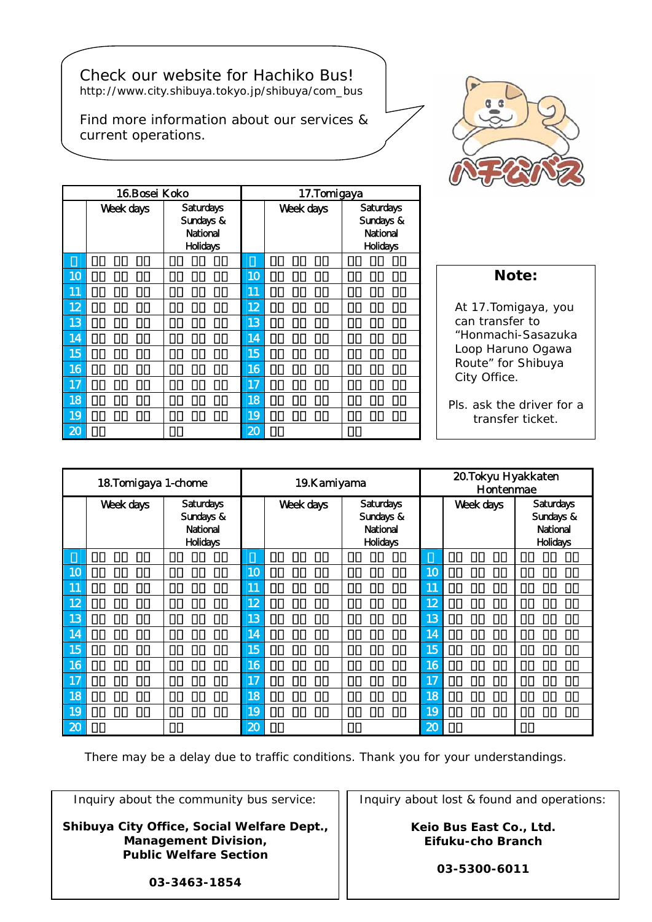Check our website for Hachiko Bus!
http://www.city.shibuya.tokyo.jp/shibuya/com_bus

Find more information about our services & current operations.

| 16.Bosei Koko | | | 17.Tomigaya | | |
|---|---|---|---|---|---|
| | Week days | Saturdays Sundays & National Holidays | | Week days | Saturdays Sundays & National Holidays |
| □ | □□ □□ □□ | □□ □□ □□ | □ | □□ □□ □□ | □□ □□ □□ |
| 10 | □□ □□ □□ | □□ □□ □□ | 10 | □□ □□ □□ | □□ □□ □□ |
| 11 | □□ □□ □□ | □□ □□ □□ | 11 | □□ □□ □□ | □□ □□ □□ |
| 12 | □□ □□ □□ | □□ □□ □□ | 12 | □□ □□ □□ | □□ □□ □□ |
| 13 | □□ □□ □□ | □□ □□ □□ | 13 | □□ □□ □□ | □□ □□ □□ |
| 14 | □□ □□ □□ | □□ □□ □□ | 14 | □□ □□ □□ | □□ □□ □□ |
| 15 | □□ □□ □□ | □□ □□ □□ | 15 | □□ □□ □□ | □□ □□ □□ |
| 16 | □□ □□ □□ | □□ □□ □□ | 16 | □□ □□ □□ | □□ □□ □□ |
| 17 | □□ □□ □□ | □□ □□ □□ | 17 | □□ □□ □□ | □□ □□ □□ |
| 18 | □□ □□ □□ | □□ □□ □□ | 18 | □□ □□ □□ | □□ □□ □□ |
| 19 | □□ □□ □□ | □□ □□ □□ | 19 | □□ □□ □□ | □□ □□ □□ |
| 20 | □□ | □□ | 20 | □□ | □□ |

**Note:**

At 17.Tomigaya, you can transfer to "Honmachi-Sasazuka Loop Haruno Ogawa Route" for Shibuya City Office.

Pls. ask the driver for a transfer ticket.

| 18.Tomigaya 1-chome | | | 19.Kamiyama | | | 20.Tokyu Hyakkaten Hontenmae | | |
|---|---|---|---|---|---|---|---|---|
| | Week days | Saturdays Sundays & National Holidays | | Week days | Saturdays Sundays & National Holidays | | Week days | Saturdays Sundays & National Holidays |
| □ | □□ □□ □□ | □□ □□ □□ | □ | □□ □□ □□ | □□ □□ □□ | □ | □□ □□ □□ | □□ □□ □□ |
| 10 | □□ □□ □□ | □□ □□ □□ | 10 | □□ □□ □□ | □□ □□ □□ | 10 | □□ □□ □□ | □□ □□ □□ |
| 11 | □□ □□ □□ | □□ □□ □□ | 11 | □□ □□ □□ | □□ □□ □□ | 11 | □□ □□ □□ | □□ □□ □□ |
| 12 | □□ □□ □□ | □□ □□ □□ | 12 | □□ □□ □□ | □□ □□ □□ | 12 | □□ □□ □□ | □□ □□ □□ |
| 13 | □□ □□ □□ | □□ □□ □□ | 13 | □□ □□ □□ | □□ □□ □□ | 13 | □□ □□ □□ | □□ □□ □□ |
| 14 | □□ □□ □□ | □□ □□ □□ | 14 | □□ □□ □□ | □□ □□ □□ | 14 | □□ □□ □□ | □□ □□ □□ |
| 15 | □□ □□ □□ | □□ □□ □□ | 15 | □□ □□ □□ | □□ □□ □□ | 15 | □□ □□ □□ | □□ □□ □□ |
| 16 | □□ □□ □□ | □□ □□ □□ | 16 | □□ □□ □□ | □□ □□ □□ | 16 | □□ □□ □□ | □□ □□ □□ |
| 17 | □□ □□ □□ | □□ □□ □□ | 17 | □□ □□ □□ | □□ □□ □□ | 17 | □□ □□ □□ | □□ □□ □□ |
| 18 | □□ □□ □□ | □□ □□ □□ | 18 | □□ □□ □□ | □□ □□ □□ | 18 | □□ □□ □□ | □□ □□ □□ |
| 19 | □□ □□ □□ | □□ □□ □□ | 19 | □□ □□ □□ | □□ □□ □□ | 19 | □□ □□ □□ | □□ □□ □□ |
| 20 | □□ | □□ | 20 | □□ | □□ | 20 | □□ | □□ |

There may be a delay due to traffic conditions. Thank you for your understandings.

Inquiry about the community bus service:

**Shibuya City Office, Social Welfare Dept., Management Division, Public Welfare Section**

**03-3463-1854**

Inquiry about lost & found and operations:

**Keio Bus East Co., Ltd. Eifuku-cho Branch**

**03-5300-6011**